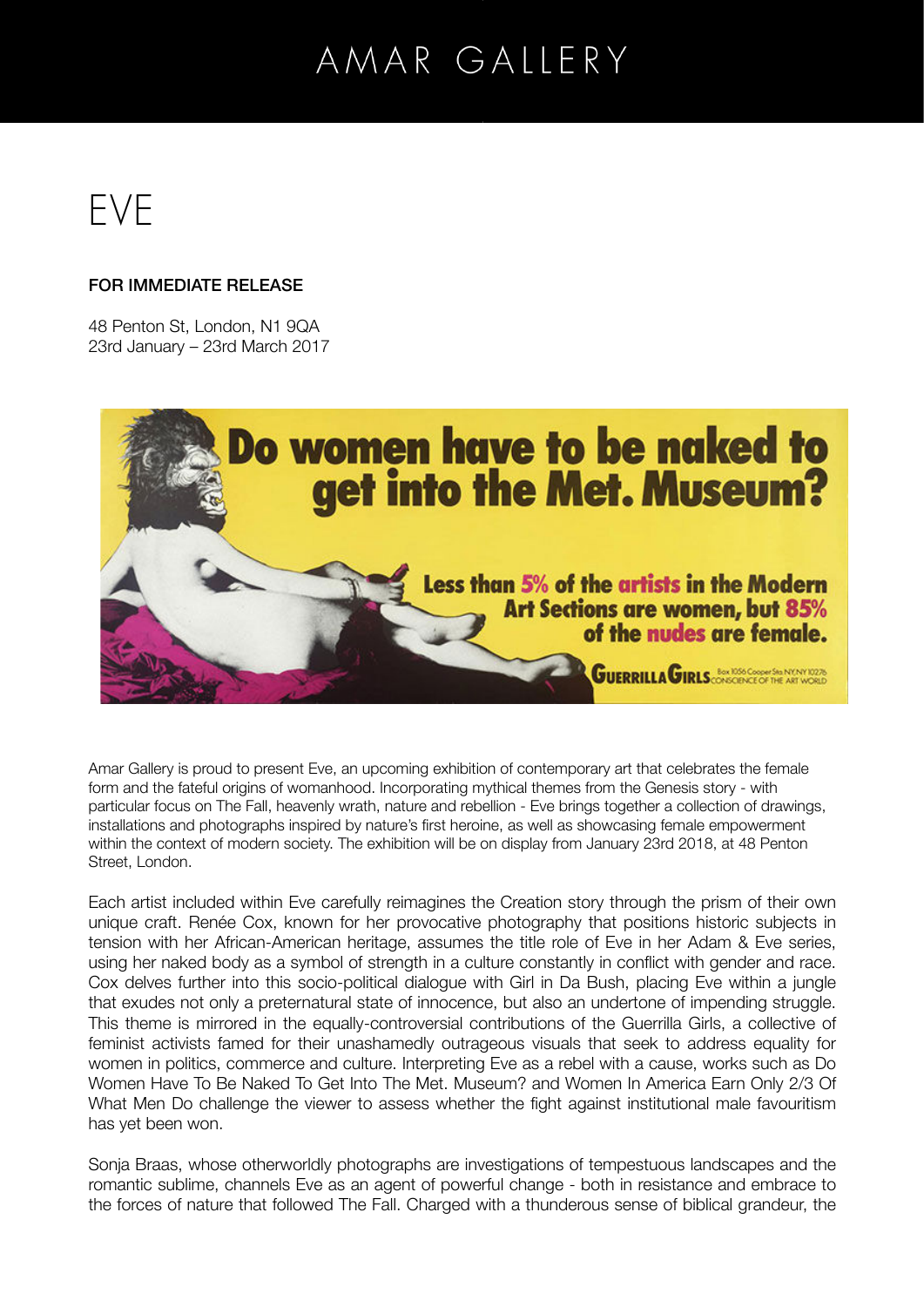# AMAR GALLERY

# EVE

**FOR IMMEDIATE RELEASE**

48 Penton St, London, N1 9QA
23rd January – 23rd March 2017

Amar Gallery is proud to present Eve, an upcoming exhibition of contemporary art that celebrates the female form and the fateful origins of womanhood. Incorporating mythical themes from the Genesis story - with particular focus on The Fall, heavenly wrath, nature and rebellion - Eve brings together a collection of drawings, installations and photographs inspired by nature's first heroine, as well as showcasing female empowerment within the context of modern society. The exhibition will be on display from January 23rd 2018, at 48 Penton Street, London.

Each artist included within Eve carefully reimagines the Creation story through the prism of their own unique craft. Renée Cox, known for her provocative photography that positions historic subjects in tension with her African-American heritage, assumes the title role of Eve in her Adam & Eve series, using her naked body as a symbol of strength in a culture constantly in conflict with gender and race. Cox delves further into this socio-political dialogue with Girl in Da Bush, placing Eve within a jungle that exudes not only a preternatural state of innocence, but also an undertone of impending struggle. This theme is mirrored in the equally-controversial contributions of the Guerrilla Girls, a collective of feminist activists famed for their unashamedly outrageous visuals that seek to address equality for women in politics, commerce and culture. Interpreting Eve as a rebel with a cause, works such as Do Women Have To Be Naked To Get Into The Met. Museum? and Women In America Earn Only 2/3 Of What Men Do challenge the viewer to assess whether the fight against institutional male favouritism has yet been won.

Sonja Braas, whose otherworldly photographs are investigations of tempestuous landscapes and the romantic sublime, channels Eve as an agent of powerful change - both in resistance and embrace to the forces of nature that followed The Fall. Charged with a thunderous sense of biblical grandeur, the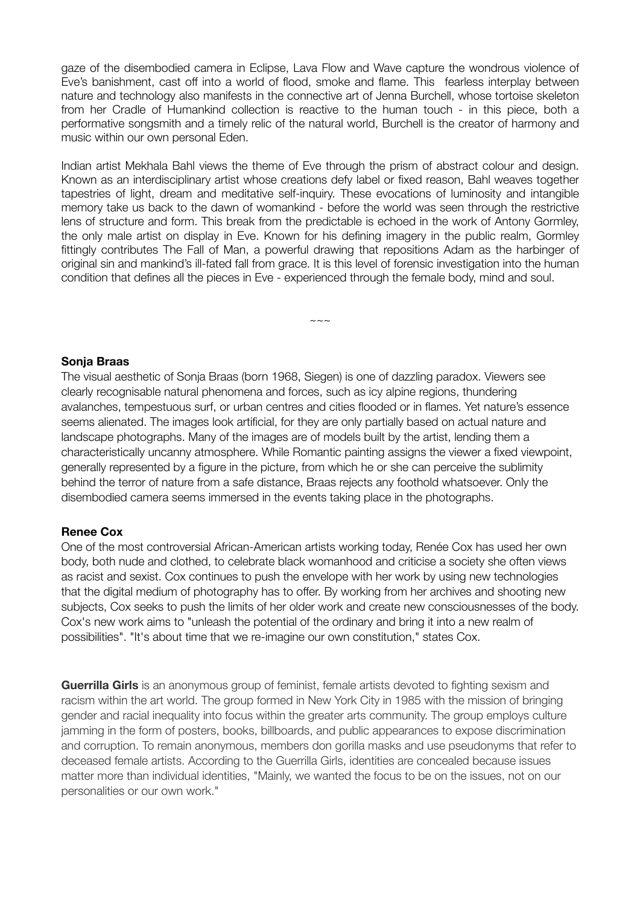gaze of the disembodied camera in Eclipse, Lava Flow and Wave capture the wondrous violence of Eve's banishment, cast off into a world of flood, smoke and flame. This fearless interplay between nature and technology also manifests in the connective art of Jenna Burchell, whose tortoise skeleton from her Cradle of Humankind collection is reactive to the human touch - in this piece, both a performative songsmith and a timely relic of the natural world, Burchell is the creator of harmony and music within our own personal Eden.

Indian artist Mekhala Bahl views the theme of Eve through the prism of abstract colour and design. Known as an interdisciplinary artist whose creations defy label or fixed reason, Bahl weaves together tapestries of light, dream and meditative self-inquiry. These evocations of luminosity and intangible memory take us back to the dawn of womankind - before the world was seen through the restrictive lens of structure and form. This break from the predictable is echoed in the work of Antony Gormley, the only male artist on display in Eve. Known for his defining imagery in the public realm, Gormley fittingly contributes The Fall of Man, a powerful drawing that repositions Adam as the harbinger of original sin and mankind's ill-fated fall from grace. It is this level of forensic investigation into the human condition that defines all the pieces in Eve - experienced through the female body, mind and soul.

~~~

**Sonja Braas**

The visual aesthetic of Sonja Braas (born 1968, Siegen) is one of dazzling paradox. Viewers see clearly recognisable natural phenomena and forces, such as icy alpine regions, thundering avalanches, tempestuous surf, or urban centres and cities flooded or in flames. Yet nature's essence seems alienated. The images look artificial, for they are only partially based on actual nature and landscape photographs. Many of the images are of models built by the artist, lending them a characteristically uncanny atmosphere. While Romantic painting assigns the viewer a fixed viewpoint, generally represented by a figure in the picture, from which he or she can perceive the sublimity behind the terror of nature from a safe distance, Braas rejects any foothold whatsoever. Only the disembodied camera seems immersed in the events taking place in the photographs.

**Renee Cox**

One of the most controversial African-American artists working today, Renée Cox has used her own body, both nude and clothed, to celebrate black womanhood and criticise a society she often views as racist and sexist. Cox continues to push the envelope with her work by using new technologies that the digital medium of photography has to offer. By working from her archives and shooting new subjects, Cox seeks to push the limits of her older work and create new consciousnesses of the body. Cox's new work aims to "unleash the potential of the ordinary and bring it into a new realm of possibilities". "It's about time that we re-imagine our own constitution," states Cox.

**Guerrilla Girls** is an anonymous group of feminist, female artists devoted to fighting sexism and racism within the art world. The group formed in New York City in 1985 with the mission of bringing gender and racial inequality into focus within the greater arts community. The group employs culture jamming in the form of posters, books, billboards, and public appearances to expose discrimination and corruption. To remain anonymous, members don gorilla masks and use pseudonyms that refer to deceased female artists. According to the Guerrilla Girls, identities are concealed because issues matter more than individual identities, "Mainly, we wanted the focus to be on the issues, not on our personalities or our own work."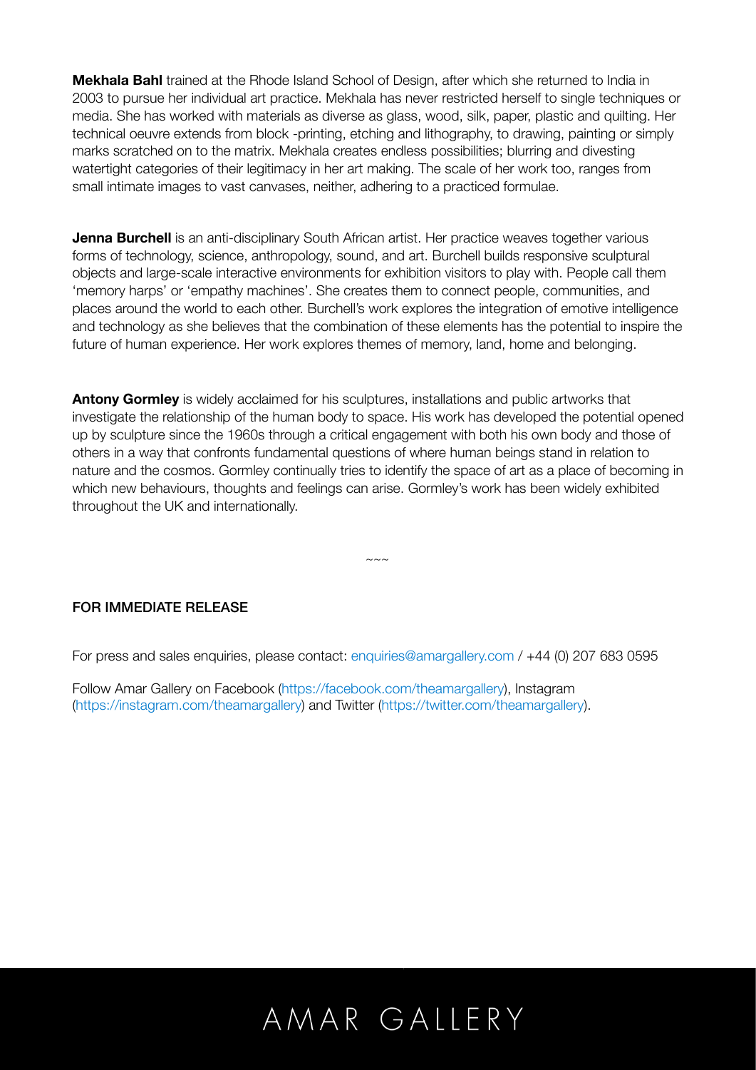**Mekhala Bahl** trained at the Rhode Island School of Design, after which she returned to India in 2003 to pursue her individual art practice. Mekhala has never restricted herself to single techniques or media. She has worked with materials as diverse as glass, wood, silk, paper, plastic and quilting. Her technical oeuvre extends from block -printing, etching and lithography, to drawing, painting or simply marks scratched on to the matrix. Mekhala creates endless possibilities; blurring and divesting watertight categories of their legitimacy in her art making. The scale of her work too, ranges from small intimate images to vast canvases, neither, adhering to a practiced formulae.

**Jenna Burchell** is an anti-disciplinary South African artist. Her practice weaves together various forms of technology, science, anthropology, sound, and art. Burchell builds responsive sculptural objects and large-scale interactive environments for exhibition visitors to play with. People call them 'memory harps' or 'empathy machines'. She creates them to connect people, communities, and places around the world to each other. Burchell's work explores the integration of emotive intelligence and technology as she believes that the combination of these elements has the potential to inspire the future of human experience. Her work explores themes of memory, land, home and belonging.

**Antony Gormley** is widely acclaimed for his sculptures, installations and public artworks that investigate the relationship of the human body to space. His work has developed the potential opened up by sculpture since the 1960s through a critical engagement with both his own body and those of others in a way that confronts fundamental questions of where human beings stand in relation to nature and the cosmos. Gormley continually tries to identify the space of art as a place of becoming in which new behaviours, thoughts and feelings can arise. Gormley's work has been widely exhibited throughout the UK and internationally.

~~~

FOR IMMEDIATE RELEASE

For press and sales enquiries, please contact: enquiries@amargallery.com / +44 (0) 207 683 0595

Follow Amar Gallery on Facebook (https://facebook.com/theamargallery), Instagram (https://instagram.com/theamargallery) and Twitter (https://twitter.com/theamargallery).

AMAR GALLERY